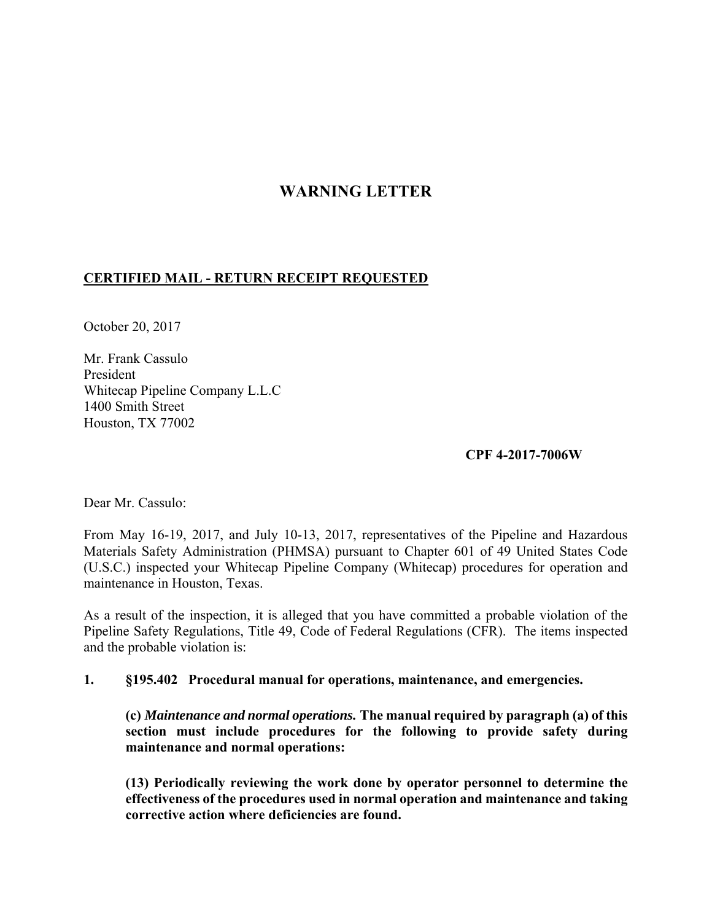# WARNING LETTER

**CERTIFIED MAIL - RETURN RECEIPT REQUESTED**

October 20, 2017

Mr. Frank Cassulo
President
Whitecap Pipeline Company L.L.C
1400 Smith Street
Houston, TX 77002

**CPF 4-2017-7006W**

Dear Mr. Cassulo:

From May 16-19, 2017, and July 10-13, 2017, representatives of the Pipeline and Hazardous Materials Safety Administration (PHMSA) pursuant to Chapter 601 of 49 United States Code (U.S.C.) inspected your Whitecap Pipeline Company (Whitecap) procedures for operation and maintenance in Houston, Texas.

As a result of the inspection, it is alleged that you have committed a probable violation of the Pipeline Safety Regulations, Title 49, Code of Federal Regulations (CFR). The items inspected and the probable violation is:

**1. §195.402 Procedural manual for operations, maintenance, and emergencies.**

**(c) *Maintenance and normal operations.* The manual required by paragraph (a) of this section must include procedures for the following to provide safety during maintenance and normal operations:**

**(13) Periodically reviewing the work done by operator personnel to determine the effectiveness of the procedures used in normal operation and maintenance and taking corrective action where deficiencies are found.**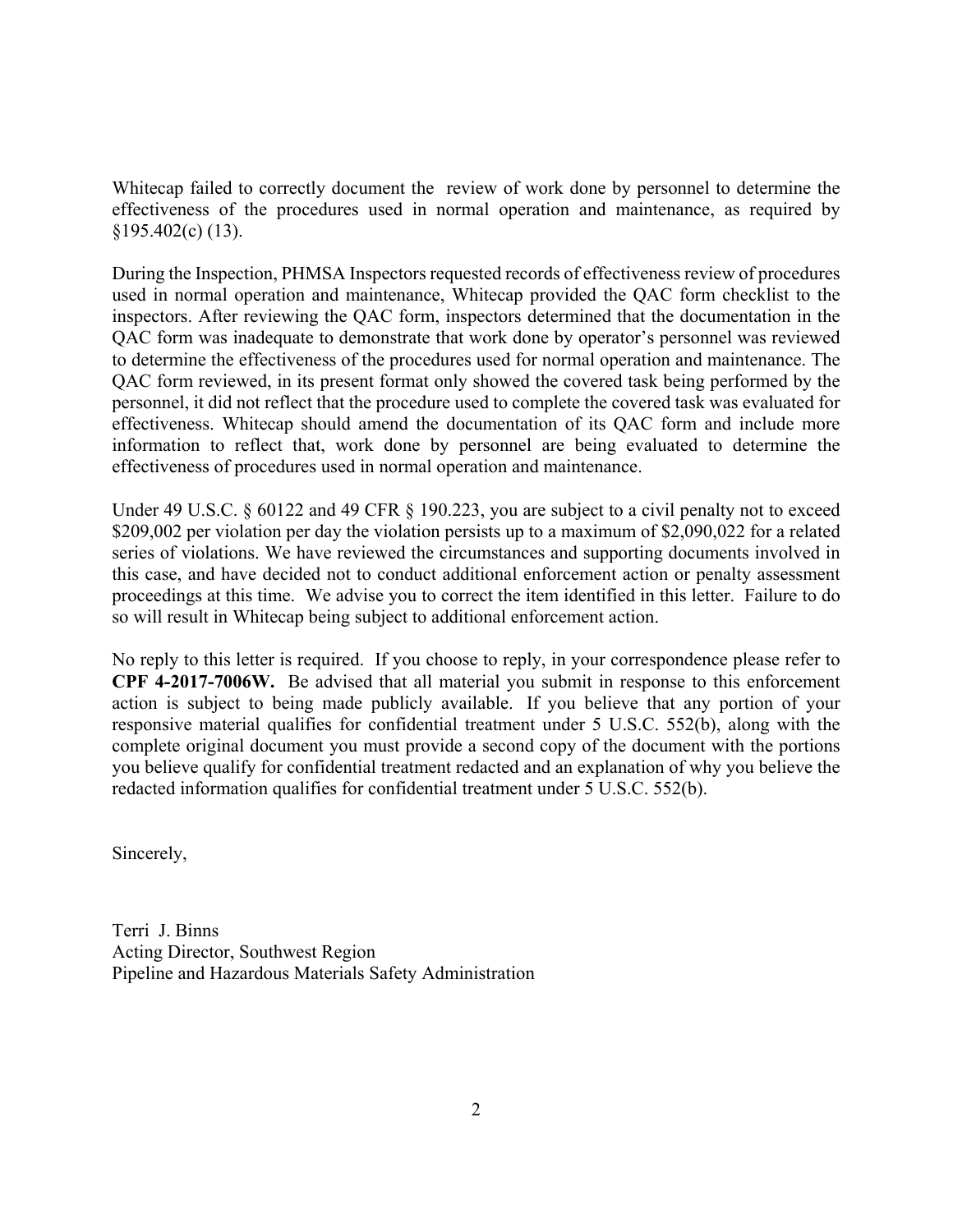Whitecap failed to correctly document the review of work done by personnel to determine the effectiveness of the procedures used in normal operation and maintenance, as required by §195.402(c) (13).

During the Inspection, PHMSA Inspectors requested records of effectiveness review of procedures used in normal operation and maintenance, Whitecap provided the QAC form checklist to the inspectors. After reviewing the QAC form, inspectors determined that the documentation in the QAC form was inadequate to demonstrate that work done by operator's personnel was reviewed to determine the effectiveness of the procedures used for normal operation and maintenance. The QAC form reviewed, in its present format only showed the covered task being performed by the personnel, it did not reflect that the procedure used to complete the covered task was evaluated for effectiveness. Whitecap should amend the documentation of its QAC form and include more information to reflect that, work done by personnel are being evaluated to determine the effectiveness of procedures used in normal operation and maintenance.

Under 49 U.S.C. § 60122 and 49 CFR § 190.223, you are subject to a civil penalty not to exceed $209,002 per violation per day the violation persists up to a maximum of $2,090,022 for a related series of violations. We have reviewed the circumstances and supporting documents involved in this case, and have decided not to conduct additional enforcement action or penalty assessment proceedings at this time. We advise you to correct the item identified in this letter. Failure to do so will result in Whitecap being subject to additional enforcement action.

No reply to this letter is required. If you choose to reply, in your correspondence please refer to **CPF 4-2017-7006W.** Be advised that all material you submit in response to this enforcement action is subject to being made publicly available. If you believe that any portion of your responsive material qualifies for confidential treatment under 5 U.S.C. 552(b), along with the complete original document you must provide a second copy of the document with the portions you believe qualify for confidential treatment redacted and an explanation of why you believe the redacted information qualifies for confidential treatment under 5 U.S.C. 552(b).

Sincerely,

Terri J. Binns  
Acting Director, Southwest Region  
Pipeline and Hazardous Materials Safety Administration